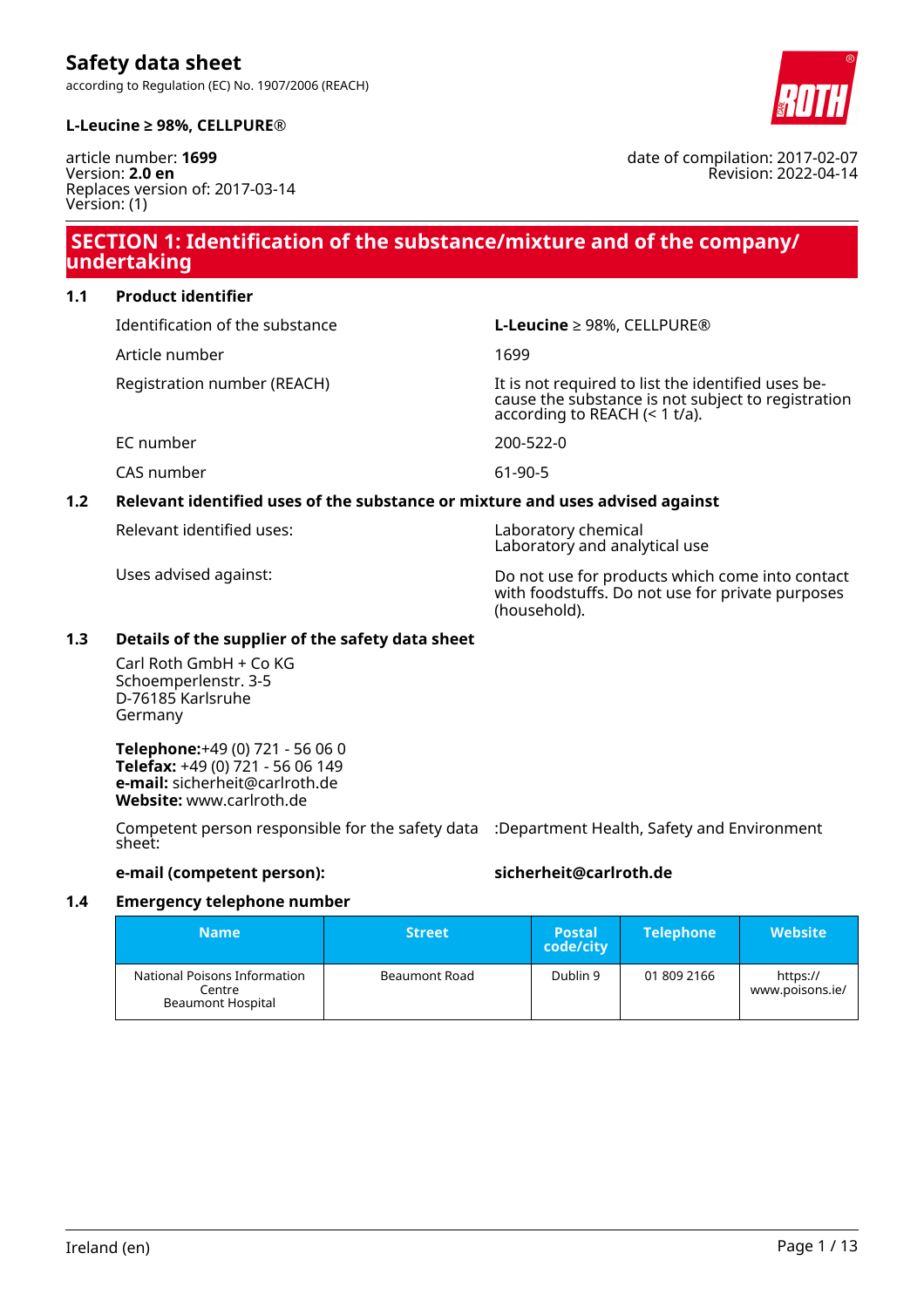# Safety data sheet

according to Regulation (EC) No. 1907/2006 (REACH)

**L-Leucine ≥ 98%, CELLPURE®**

article number: **1699**
Version: **2.0 en**
Replaces version of: 2017-03-14
Version: (1)

date of compilation: 2017-02-07
Revision: 2022-04-14

## SECTION 1: Identification of the substance/mixture and of the company/undertaking

### 1.1 Product identifier

| | |
|---|---|
| Identification of the substance | **L-Leucine** ≥ 98%, CELLPURE® |
| Article number | 1699 |
| Registration number (REACH) | It is not required to list the identified uses because the substance is not subject to registration according to REACH (< 1 t/a). |
| EC number | 200-522-0 |
| CAS number | 61-90-5 |

### 1.2 Relevant identified uses of the substance or mixture and uses advised against

| | |
|---|---|
| Relevant identified uses: | Laboratory chemical<br>Laboratory and analytical use |
| Uses advised against: | Do not use for products which come into contact with foodstuffs. Do not use for private purposes (household). |

### 1.3 Details of the supplier of the safety data sheet

Carl Roth GmbH + Co KG
Schoemperlenstr. 3-5
D-76185 Karlsruhe
Germany

**Telephone:**+49 (0) 721 - 56 06 0
**Telefax:** +49 (0) 721 - 56 06 149
**e-mail:** sicherheit@carlroth.de
**Website:** www.carlroth.de

Competent person responsible for the safety data sheet: :Department Health, Safety and Environment

**e-mail (competent person):** **sicherheit@carlroth.de**

### 1.4 Emergency telephone number

| Name | Street | Postal code/city | Telephone | Website |
|---|---|---|---|---|
| National Poisons Information Centre<br>Beaumont Hospital | Beaumont Road | Dublin 9 | 01 809 2166 | https://www.poisons.ie/ |

Ireland (en)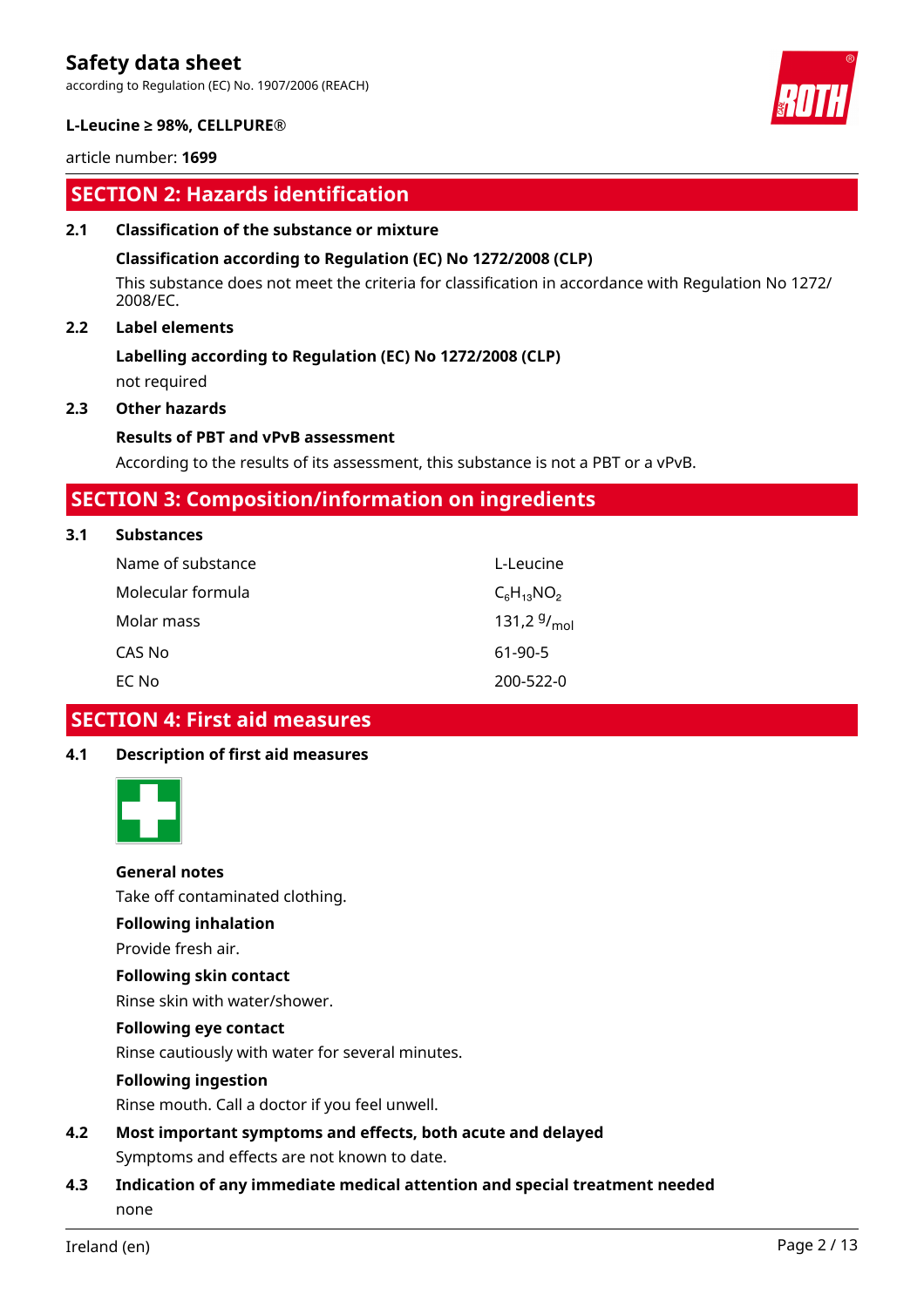## SECTION 2: Hazards identification

### 2.1 Classification of the substance or mixture

**Classification according to Regulation (EC) No 1272/2008 (CLP)**

This substance does not meet the criteria for classification in accordance with Regulation No 1272/2008/EC.

### 2.2 Label elements

**Labelling according to Regulation (EC) No 1272/2008 (CLP)**

not required

### 2.3 Other hazards

**Results of PBT and vPvB assessment**

According to the results of its assessment, this substance is not a PBT or a vPvB.

## SECTION 3: Composition/information on ingredients

### 3.1 Substances

| Name of substance | L-Leucine |
|---|---|
| Molecular formula | $C_6H_{13}NO_2$ |
| Molar mass | 131,2 $^{g}/_{mol}$ |
| CAS No | 61-90-5 |
| EC No | 200-522-0 |

## SECTION 4: First aid measures

### 4.1 Description of first aid measures

**General notes**

Take off contaminated clothing.

**Following inhalation**

Provide fresh air.

**Following skin contact**

Rinse skin with water/shower.

**Following eye contact**

Rinse cautiously with water for several minutes.

**Following ingestion**

Rinse mouth. Call a doctor if you feel unwell.

### 4.2 Most important symptoms and effects, both acute and delayed

Symptoms and effects are not known to date.

### 4.3 Indication of any immediate medical attention and special treatment needed

none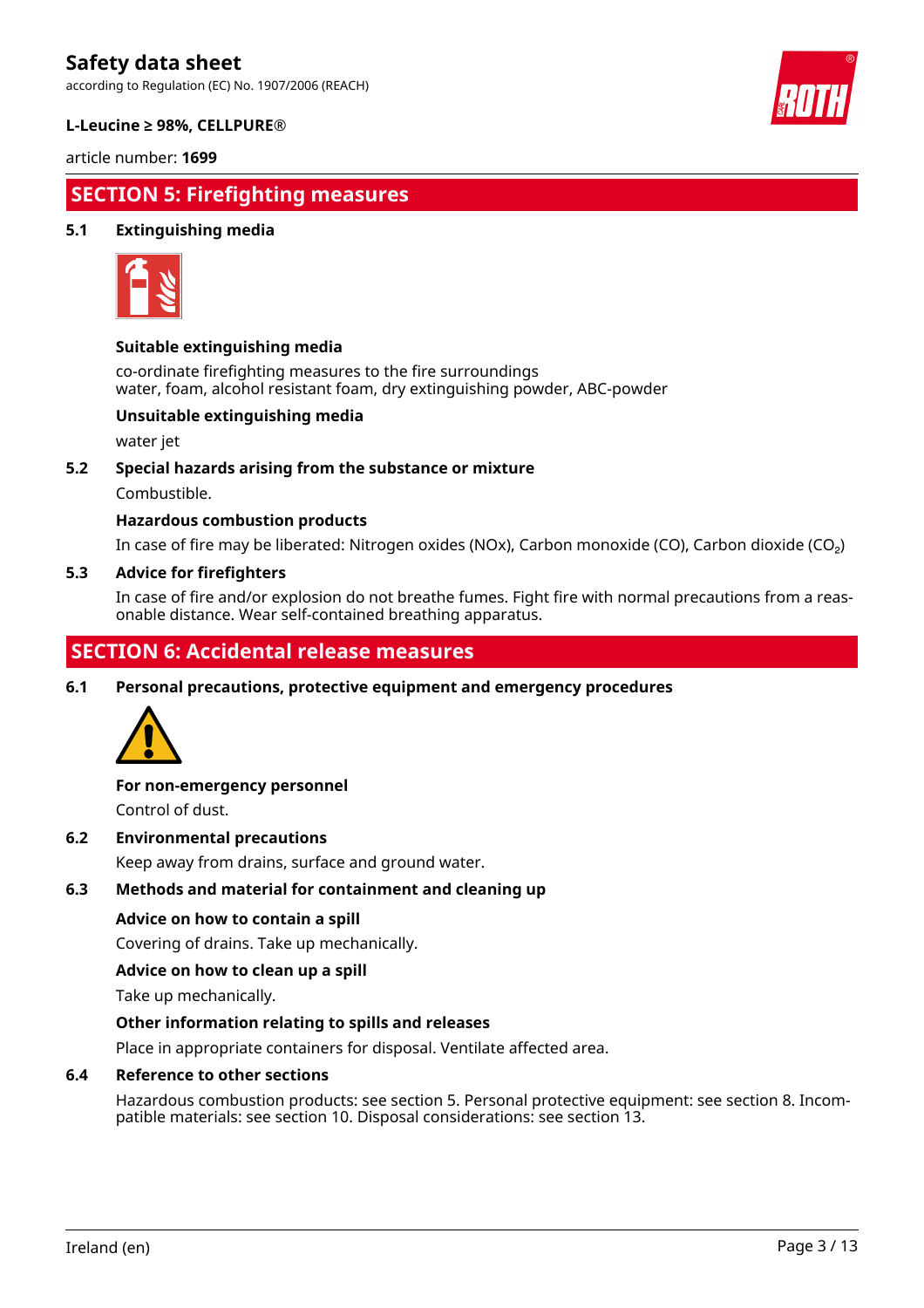## SECTION 5: Firefighting measures

### 5.1 Extinguishing media

**Suitable extinguishing media**

co-ordinate firefighting measures to the fire surroundings
water, foam, alcohol resistant foam, dry extinguishing powder, ABC-powder

**Unsuitable extinguishing media**

water jet

### 5.2 Special hazards arising from the substance or mixture

Combustible.

**Hazardous combustion products**

In case of fire may be liberated: Nitrogen oxides (NOx), Carbon monoxide (CO), Carbon dioxide ($CO_2$)

### 5.3 Advice for firefighters

In case of fire and/or explosion do not breathe fumes. Fight fire with normal precautions from a reasonable distance. Wear self-contained breathing apparatus.

## SECTION 6: Accidental release measures

### 6.1 Personal precautions, protective equipment and emergency procedures

**For non-emergency personnel**

Control of dust.

### 6.2 Environmental precautions

Keep away from drains, surface and ground water.

### 6.3 Methods and material for containment and cleaning up

**Advice on how to contain a spill**

Covering of drains. Take up mechanically.

**Advice on how to clean up a spill**

Take up mechanically.

**Other information relating to spills and releases**

Place in appropriate containers for disposal. Ventilate affected area.

### 6.4 Reference to other sections

Hazardous combustion products: see section 5. Personal protective equipment: see section 8. Incompatible materials: see section 10. Disposal considerations: see section 13.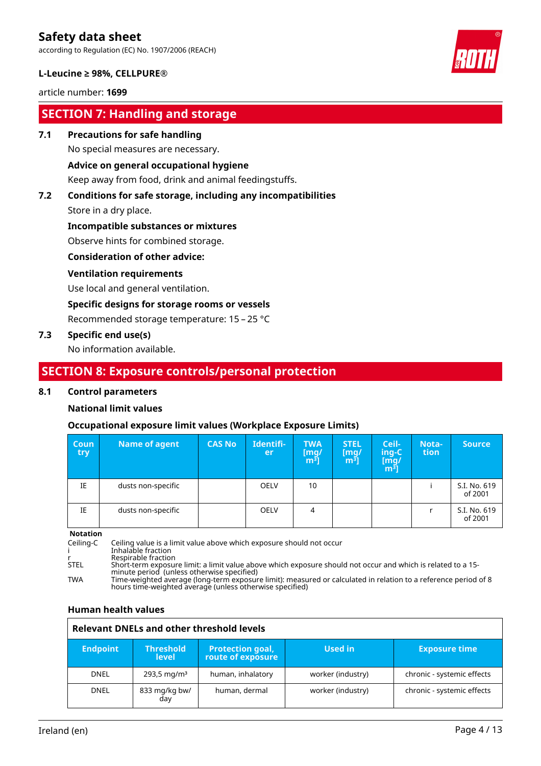## SECTION 7: Handling and storage

### 7.1 Precautions for safe handling

No special measures are necessary.

**Advice on general occupational hygiene**

Keep away from food, drink and animal feedingstuffs.

### 7.2 Conditions for safe storage, including any incompatibilities

Store in a dry place.

**Incompatible substances or mixtures**

Observe hints for combined storage.

**Consideration of other advice:**

**Ventilation requirements**

Use local and general ventilation.

**Specific designs for storage rooms or vessels**

Recommended storage temperature: 15 – 25 °C

### 7.3 Specific end use(s)

No information available.

## SECTION 8: Exposure controls/personal protection

### 8.1 Control parameters

**National limit values**

**Occupational exposure limit values (Workplace Exposure Limits)**

| Country | Name of agent | CAS No | Identifier | TWA [mg/m³] | STEL [mg/m³] | Ceiling-C [mg/m³] | Notation | Source |
|---|---|---|---|---|---|---|---|---|
| IE | dusts non-specific | | OELV | 10 | | | i | S.I. No. 619 of 2001 |
| IE | dusts non-specific | | OELV | 4 | | | r | S.I. No. 619 of 2001 |

**Notation**

- Ceiling-C: Ceiling value is a limit value above which exposure should not occur
- i: Inhalable fraction
- r: Respirable fraction
- STEL: Short-term exposure limit: a limit value above which exposure should not occur and which is related to a 15-minute period (unless otherwise specified)
- TWA: Time-weighted average (long-term exposure limit): measured or calculated in relation to a reference period of 8 hours time-weighted average (unless otherwise specified)

**Human health values**

**Relevant DNELs and other threshold levels**

| Endpoint | Threshold level | Protection goal, route of exposure | Used in | Exposure time |
|---|---|---|---|---|
| DNEL | 293,5 mg/m³ | human, inhalatory | worker (industry) | chronic - systemic effects |
| DNEL | 833 mg/kg bw/day | human, dermal | worker (industry) | chronic - systemic effects |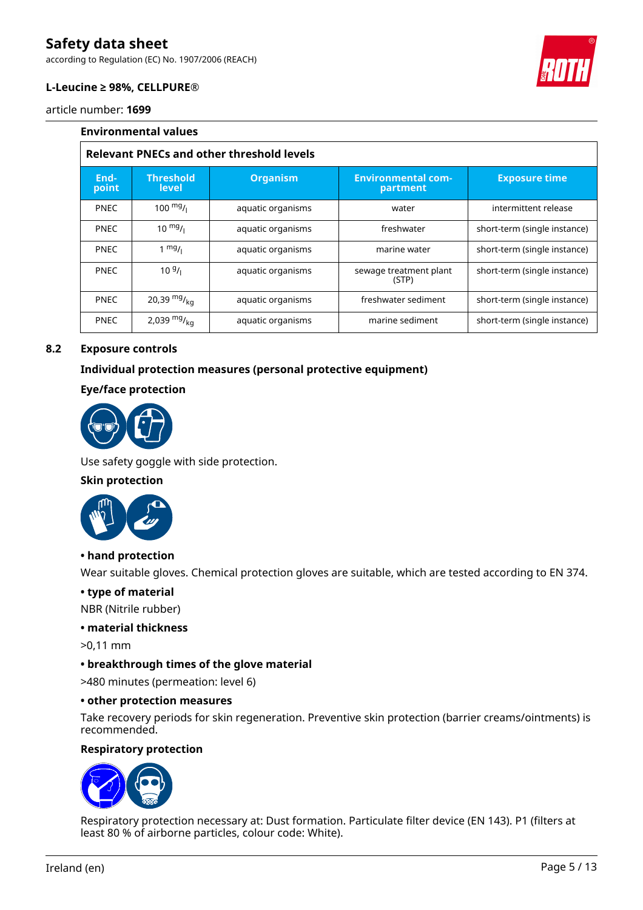**Environmental values**

| Relevant PNECs and other threshold levels | | | | |
|---|---|---|---|---|
| End-point | Threshold level | Organism | Environmental com-partment | Exposure time |
| PNEC | 100 $^{mg}/_{l}$ | aquatic organisms | water | intermittent release |
| PNEC | 10 $^{mg}/_{l}$ | aquatic organisms | freshwater | short-term (single instance) |
| PNEC | 1 $^{mg}/_{l}$ | aquatic organisms | marine water | short-term (single instance) |
| PNEC | 10 $^{g}/_{l}$ | aquatic organisms | sewage treatment plant (STP) | short-term (single instance) |
| PNEC | 20,39 $^{mg}/_{kg}$ | aquatic organisms | freshwater sediment | short-term (single instance) |
| PNEC | 2,039 $^{mg}/_{kg}$ | aquatic organisms | marine sediment | short-term (single instance) |

## 8.2 Exposure controls

**Individual protection measures (personal protective equipment)**

**Eye/face protection**

Use safety goggle with side protection.

**Skin protection**

**• hand protection**

Wear suitable gloves. Chemical protection gloves are suitable, which are tested according to EN 374.

**• type of material**

NBR (Nitrile rubber)

**• material thickness**

>0,11 mm

**• breakthrough times of the glove material**

>480 minutes (permeation: level 6)

**• other protection measures**

Take recovery periods for skin regeneration. Preventive skin protection (barrier creams/ointments) is recommended.

**Respiratory protection**

Respiratory protection necessary at: Dust formation. Particulate filter device (EN 143). P1 (filters at least 80 % of airborne particles, colour code: White).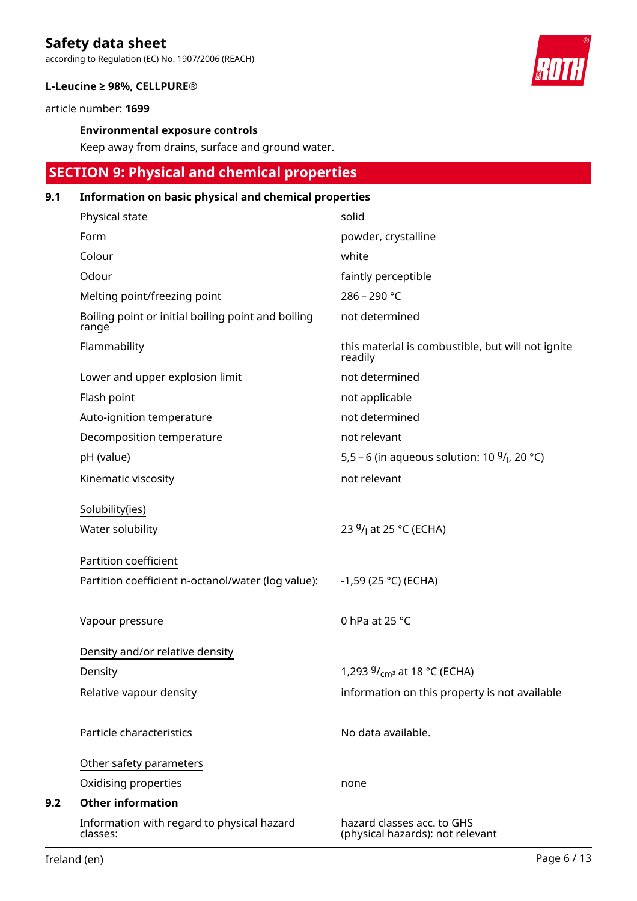**Environmental exposure controls**

Keep away from drains, surface and ground water.

## SECTION 9: Physical and chemical properties

### 9.1 Information on basic physical and chemical properties

| Property | Value |
|---|---|
| Physical state | solid |
| Form | powder, crystalline |
| Colour | white |
| Odour | faintly perceptible |
| Melting point/freezing point | 286 – 290 °C |
| Boiling point or initial boiling point and boiling range | not determined |
| Flammability | this material is combustible, but will not ignite readily |
| Lower and upper explosion limit | not determined |
| Flash point | not applicable |
| Auto-ignition temperature | not determined |
| Decomposition temperature | not relevant |
| pH (value) | 5,5 – 6 (in aqueous solution: 10 $^{g}/_{l}$, 20 °C) |
| Kinematic viscosity | not relevant |

Solubility(ies)

| Property | Value |
|---|---|
| Water solubility | 23 $^{g}/_{l}$ at 25 °C (ECHA) |

Partition coefficient

| Property | Value |
|---|---|
| Partition coefficient n-octanol/water (log value): | -1,59 (25 °C) (ECHA) |
| Vapour pressure | 0 hPa at 25 °C |

Density and/or relative density

| Property | Value |
|---|---|
| Density | 1,293 $^{g}/_{cm^3}$ at 18 °C (ECHA) |
| Relative vapour density | information on this property is not available |
| Particle characteristics | No data available. |

Other safety parameters

| Property | Value |
|---|---|
| Oxidising properties | none |

### 9.2 Other information

| Property | Value |
|---|---|
| Information with regard to physical hazard classes: | hazard classes acc. to GHS (physical hazards): not relevant |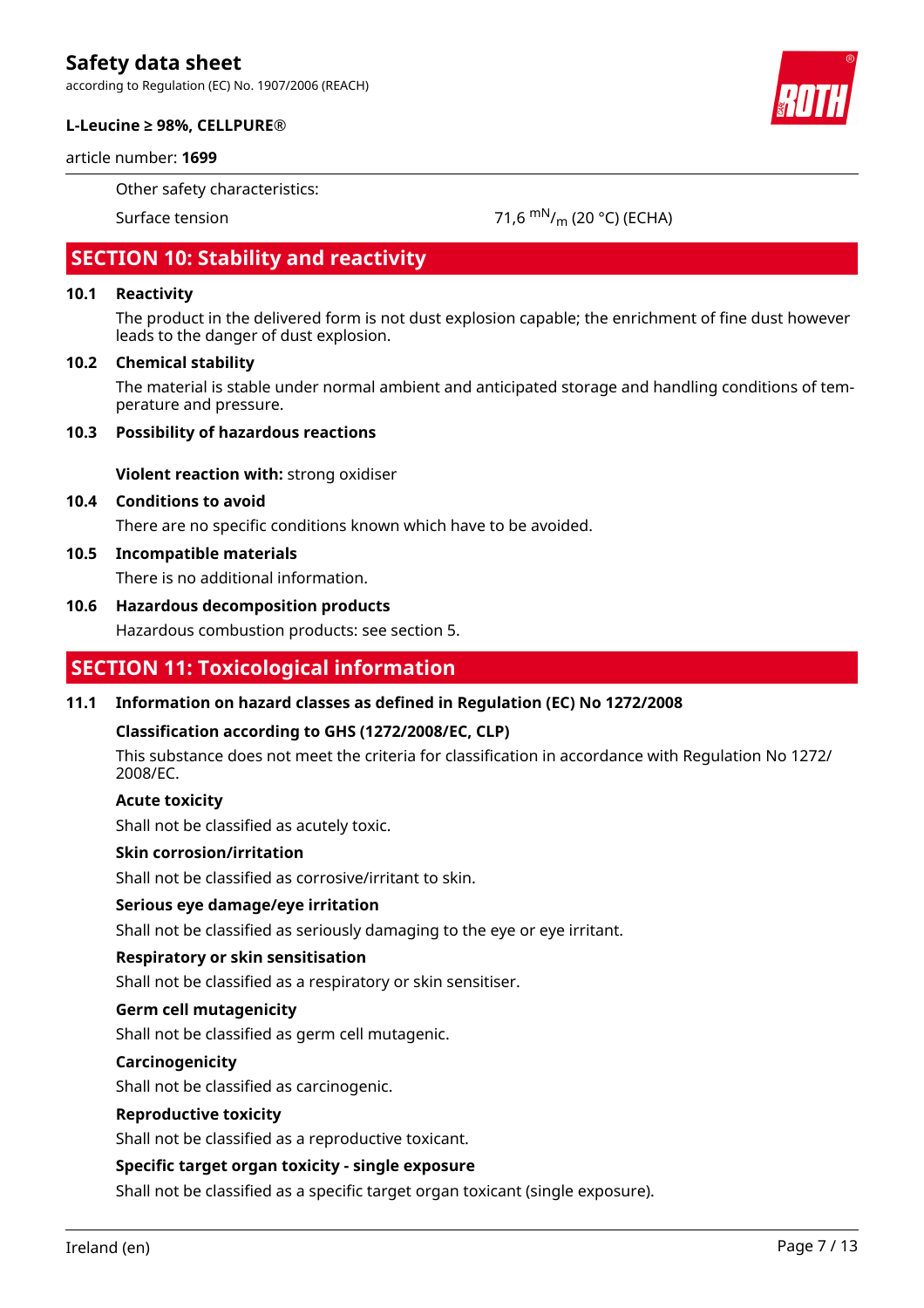Other safety characteristics:

| | |
|---|---|
| Surface tension | 71,6 $^{mN}/_{m}$ (20 °C) (ECHA) |

## SECTION 10: Stability and reactivity

### 10.1 Reactivity

The product in the delivered form is not dust explosion capable; the enrichment of fine dust however leads to the danger of dust explosion.

### 10.2 Chemical stability

The material is stable under normal ambient and anticipated storage and handling conditions of temperature and pressure.

### 10.3 Possibility of hazardous reactions

**Violent reaction with:** strong oxidiser

### 10.4 Conditions to avoid

There are no specific conditions known which have to be avoided.

### 10.5 Incompatible materials

There is no additional information.

### 10.6 Hazardous decomposition products

Hazardous combustion products: see section 5.

## SECTION 11: Toxicological information

### 11.1 Information on hazard classes as defined in Regulation (EC) No 1272/2008

**Classification according to GHS (1272/2008/EC, CLP)**

This substance does not meet the criteria for classification in accordance with Regulation No 1272/2008/EC.

**Acute toxicity**

Shall not be classified as acutely toxic.

**Skin corrosion/irritation**

Shall not be classified as corrosive/irritant to skin.

**Serious eye damage/eye irritation**

Shall not be classified as seriously damaging to the eye or eye irritant.

**Respiratory or skin sensitisation**

Shall not be classified as a respiratory or skin sensitiser.

**Germ cell mutagenicity**

Shall not be classified as germ cell mutagenic.

**Carcinogenicity**

Shall not be classified as carcinogenic.

**Reproductive toxicity**

Shall not be classified as a reproductive toxicant.

**Specific target organ toxicity - single exposure**

Shall not be classified as a specific target organ toxicant (single exposure).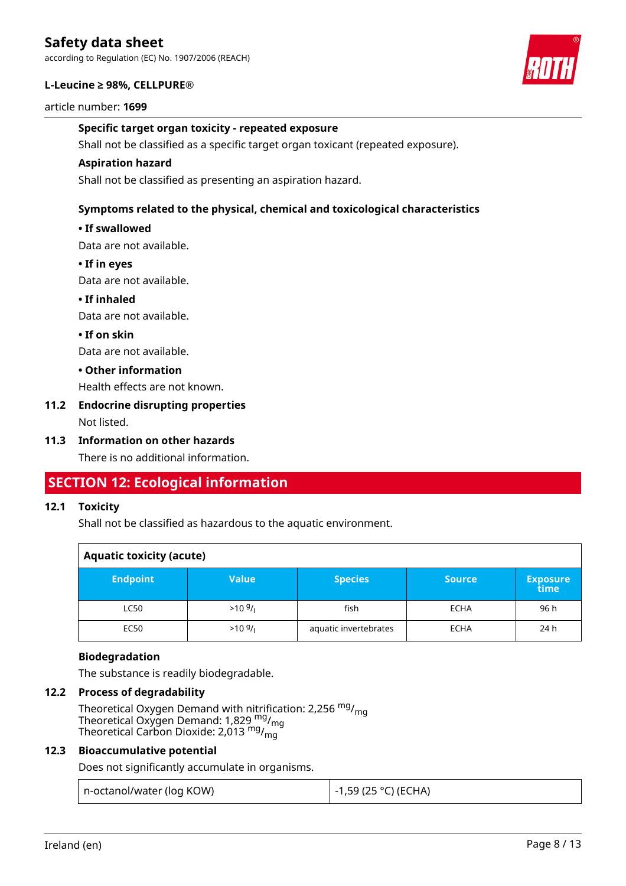#### Specific target organ toxicity - repeated exposure

Shall not be classified as a specific target organ toxicant (repeated exposure).

#### Aspiration hazard

Shall not be classified as presenting an aspiration hazard.

#### Symptoms related to the physical, chemical and toxicological characteristics

**• If swallowed**

Data are not available.

**• If in eyes**

Data are not available.

**• If inhaled**

Data are not available.

**• If on skin**

Data are not available.

**• Other information**

Health effects are not known.

### 11.2 Endocrine disrupting properties

Not listed.

### 11.3 Information on other hazards

There is no additional information.

## SECTION 12: Ecological information

### 12.1 Toxicity

Shall not be classified as hazardous to the aquatic environment.

| Aquatic toxicity (acute) | | | | |
|---|---|---|---|---|
| **Endpoint** | **Value** | **Species** | **Source** | **Exposure time** |
| LC50 | >10 $^{g}/_{l}$ | fish | ECHA | 96 h |
| EC50 | >10 $^{g}/_{l}$ | aquatic invertebrates | ECHA | 24 h |

#### Biodegradation

The substance is readily biodegradable.

### 12.2 Process of degradability

Theoretical Oxygen Demand with nitrification: 2,256 $^{mg}/_{mg}$
Theoretical Oxygen Demand: 1,829 $^{mg}/_{mg}$
Theoretical Carbon Dioxide: 2,013 $^{mg}/_{mg}$

### 12.3 Bioaccumulative potential

Does not significantly accumulate in organisms.

| n-octanol/water (log KOW) | -1,59 (25 °C) (ECHA) |
|---|---|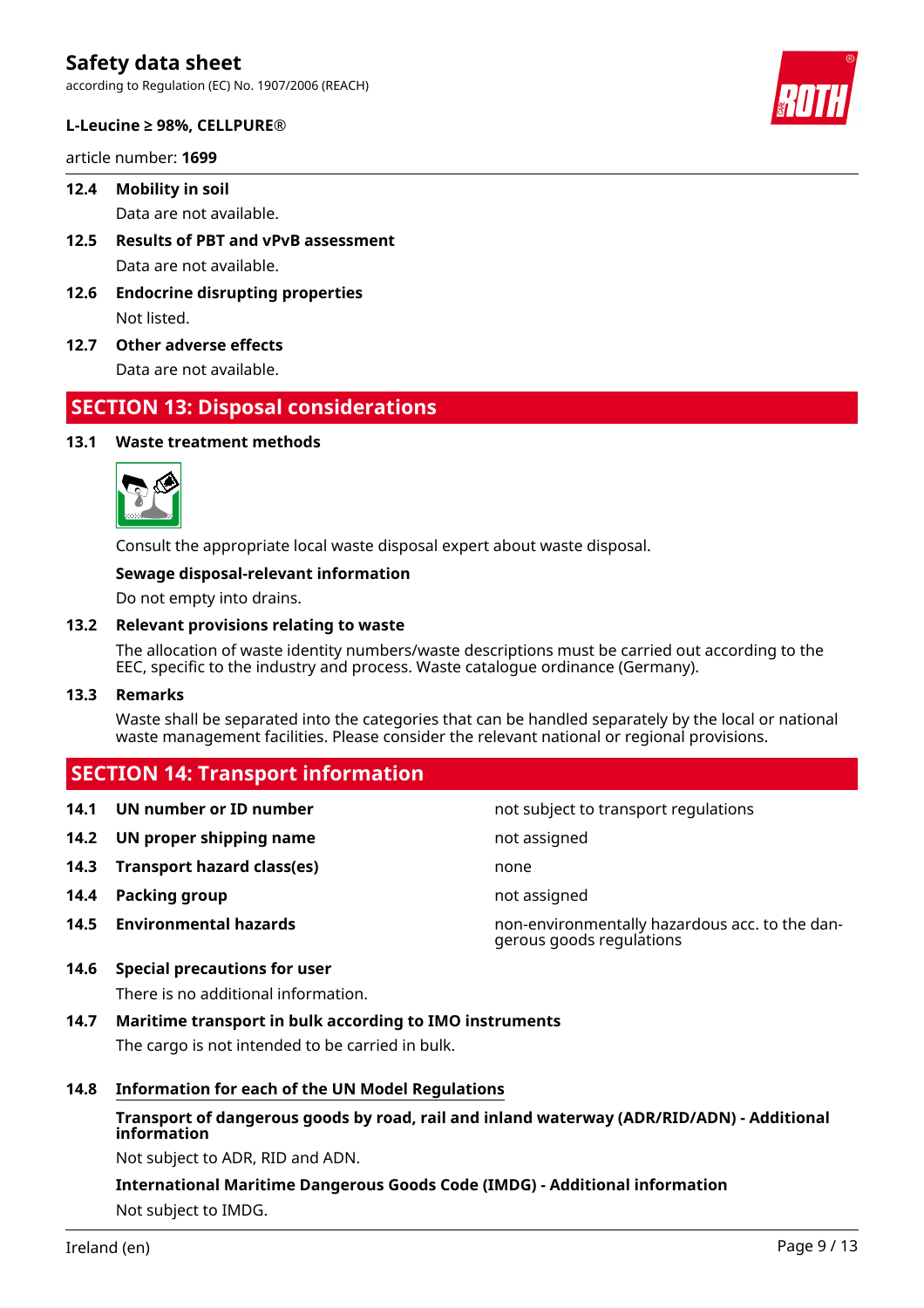### 12.4 Mobility in soil

Data are not available.

### 12.5 Results of PBT and vPvB assessment

Data are not available.

### 12.6 Endocrine disrupting properties

Not listed.

### 12.7 Other adverse effects

Data are not available.

## SECTION 13: Disposal considerations

### 13.1 Waste treatment methods

Consult the appropriate local waste disposal expert about waste disposal.

**Sewage disposal-relevant information**

Do not empty into drains.

### 13.2 Relevant provisions relating to waste

The allocation of waste identity numbers/waste descriptions must be carried out according to the EEC, specific to the industry and process. Waste catalogue ordinance (Germany).

### 13.3 Remarks

Waste shall be separated into the categories that can be handled separately by the local or national waste management facilities. Please consider the relevant national or regional provisions.

## SECTION 14: Transport information

| | | |
|---|---|---|
| **14.1** | **UN number or ID number** | not subject to transport regulations |
| **14.2** | **UN proper shipping name** | not assigned |
| **14.3** | **Transport hazard class(es)** | none |
| **14.4** | **Packing group** | not assigned |
| **14.5** | **Environmental hazards** | non-environmentally hazardous acc. to the dangerous goods regulations |

### 14.6 Special precautions for user

There is no additional information.

### 14.7 Maritime transport in bulk according to IMO instruments

The cargo is not intended to be carried in bulk.

### 14.8 Information for each of the UN Model Regulations

**Transport of dangerous goods by road, rail and inland waterway (ADR/RID/ADN) - Additional information**

Not subject to ADR, RID and ADN.

**International Maritime Dangerous Goods Code (IMDG) - Additional information**

Not subject to IMDG.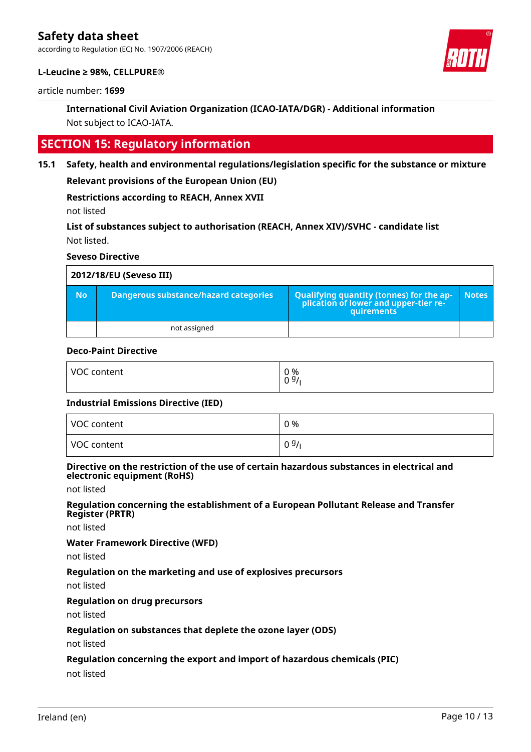**International Civil Aviation Organization (ICAO-IATA/DGR) - Additional information**

Not subject to ICAO-IATA.

## SECTION 15: Regulatory information

### 15.1 Safety, health and environmental regulations/legislation specific for the substance or mixture

**Relevant provisions of the European Union (EU)**

**Restrictions according to REACH, Annex XVII**

not listed

**List of substances subject to authorisation (REACH, Annex XIV)/SVHC - candidate list**

Not listed.

**Seveso Directive**

| 2012/18/EU (Seveso III) | | | |
|---|---|---|---|
| **No** | **Dangerous substance/hazard categories** | **Qualifying quantity (tonnes) for the application of lower and upper-tier requirements** | **Notes** |
| | not assigned | | |

**Deco-Paint Directive**

| | |
|---|---|
| VOC content | 0 %<br>0 g/l |

**Industrial Emissions Directive (IED)**

| | |
|---|---|
| VOC content | 0 % |
| VOC content | 0 g/l |

**Directive on the restriction of the use of certain hazardous substances in electrical and electronic equipment (RoHS)**

not listed

**Regulation concerning the establishment of a European Pollutant Release and Transfer Register (PRTR)**

not listed

**Water Framework Directive (WFD)**

not listed

**Regulation on the marketing and use of explosives precursors**

not listed

**Regulation on drug precursors**

not listed

**Regulation on substances that deplete the ozone layer (ODS)**

not listed

**Regulation concerning the export and import of hazardous chemicals (PIC)**

not listed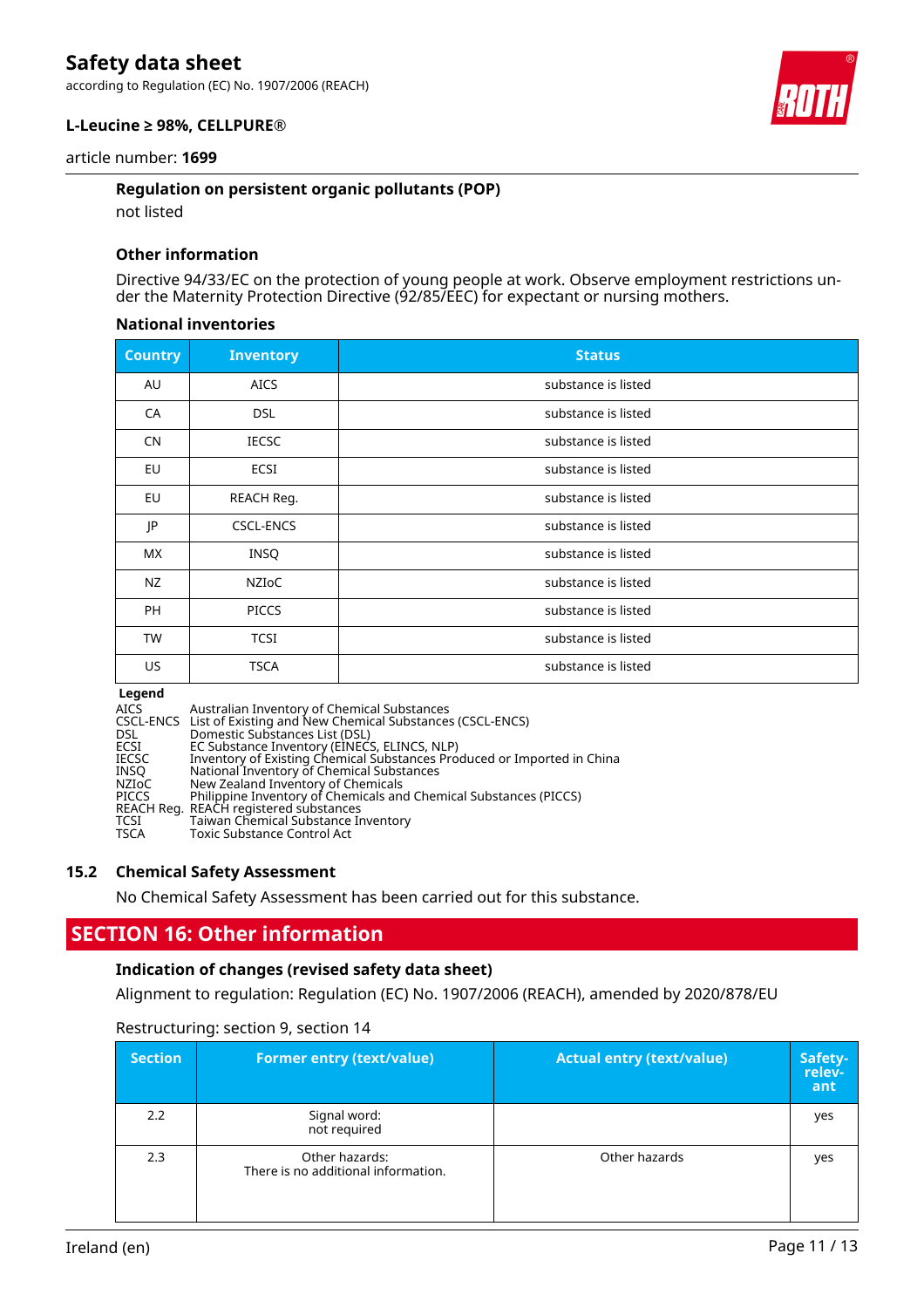#### Regulation on persistent organic pollutants (POP)

not listed

#### Other information

Directive 94/33/EC on the protection of young people at work. Observe employment restrictions under the Maternity Protection Directive (92/85/EEC) for expectant or nursing mothers.

#### National inventories

| Country | Inventory | Status |
|---|---|---|
| AU | AICS | substance is listed |
| CA | DSL | substance is listed |
| CN | IECSC | substance is listed |
| EU | ECSI | substance is listed |
| EU | REACH Reg. | substance is listed |
| JP | CSCL-ENCS | substance is listed |
| MX | INSQ | substance is listed |
| NZ | NZIoC | substance is listed |
| PH | PICCS | substance is listed |
| TW | TCSI | substance is listed |
| US | TSCA | substance is listed |

**Legend**

AICS Australian Inventory of Chemical Substances
CSCL-ENCS List of Existing and New Chemical Substances (CSCL-ENCS)
DSL Domestic Substances List (DSL)
ECSI EC Substance Inventory (EINECS, ELINCS, NLP)
IECSC Inventory of Existing Chemical Substances Produced or Imported in China
INSQ National Inventory of Chemical Substances
NZIoC New Zealand Inventory of Chemicals
PICCS Philippine Inventory of Chemicals and Chemical Substances (PICCS)
REACH Reg. REACH registered substances
TCSI Taiwan Chemical Substance Inventory
TSCA Toxic Substance Control Act

### 15.2 Chemical Safety Assessment

No Chemical Safety Assessment has been carried out for this substance.

## SECTION 16: Other information

#### Indication of changes (revised safety data sheet)

Alignment to regulation: Regulation (EC) No. 1907/2006 (REACH), amended by 2020/878/EU

Restructuring: section 9, section 14

| Section | Former entry (text/value) | Actual entry (text/value) | Safety-relevant |
|---|---|---|---|
| 2.2 | Signal word:<br>not required | | yes |
| 2.3 | Other hazards:<br>There is no additional information. | Other hazards | yes |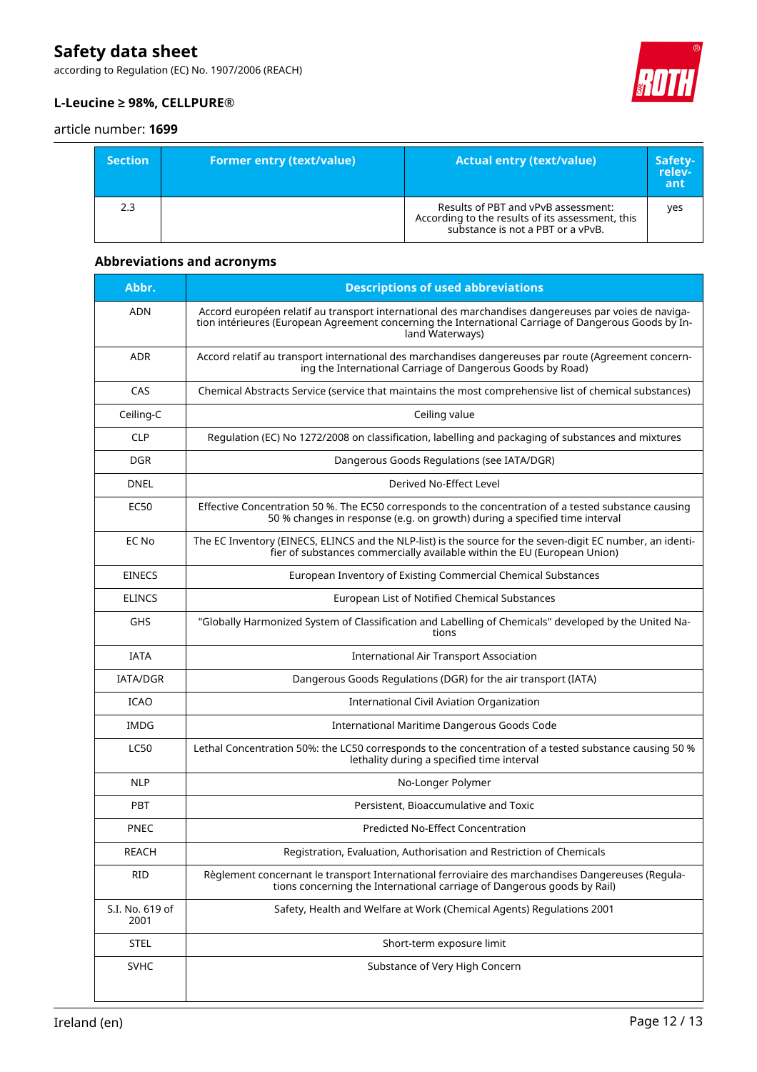| Section | Former entry (text/value) | Actual entry (text/value) | Safety-relevant |
|---|---|---|---|
| 2.3 | | Results of PBT and vPvB assessment: According to the results of its assessment, this substance is not a PBT or a vPvB. | yes |

### Abbreviations and acronyms

| Abbr. | Descriptions of used abbreviations |
|---|---|
| ADN | Accord européen relatif au transport international des marchandises dangereuses par voies de navigation intérieures (European Agreement concerning the International Carriage of Dangerous Goods by Inland Waterways) |
| ADR | Accord relatif au transport international des marchandises dangereuses par route (Agreement concerning the International Carriage of Dangerous Goods by Road) |
| CAS | Chemical Abstracts Service (service that maintains the most comprehensive list of chemical substances) |
| Ceiling-C | Ceiling value |
| CLP | Regulation (EC) No 1272/2008 on classification, labelling and packaging of substances and mixtures |
| DGR | Dangerous Goods Regulations (see IATA/DGR) |
| DNEL | Derived No-Effect Level |
| EC50 | Effective Concentration 50 %. The EC50 corresponds to the concentration of a tested substance causing 50 % changes in response (e.g. on growth) during a specified time interval |
| EC No | The EC Inventory (EINECS, ELINCS and the NLP-list) is the source for the seven-digit EC number, an identifier of substances commercially available within the EU (European Union) |
| EINECS | European Inventory of Existing Commercial Chemical Substances |
| ELINCS | European List of Notified Chemical Substances |
| GHS | "Globally Harmonized System of Classification and Labelling of Chemicals" developed by the United Nations |
| IATA | International Air Transport Association |
| IATA/DGR | Dangerous Goods Regulations (DGR) for the air transport (IATA) |
| ICAO | International Civil Aviation Organization |
| IMDG | International Maritime Dangerous Goods Code |
| LC50 | Lethal Concentration 50%: the LC50 corresponds to the concentration of a tested substance causing 50 % lethality during a specified time interval |
| NLP | No-Longer Polymer |
| PBT | Persistent, Bioaccumulative and Toxic |
| PNEC | Predicted No-Effect Concentration |
| REACH | Registration, Evaluation, Authorisation and Restriction of Chemicals |
| RID | Règlement concernant le transport International ferroviaire des marchandises Dangereuses (Regulations concerning the International carriage of Dangerous goods by Rail) |
| S.I. No. 619 of 2001 | Safety, Health and Welfare at Work (Chemical Agents) Regulations 2001 |
| STEL | Short-term exposure limit |
| SVHC | Substance of Very High Concern |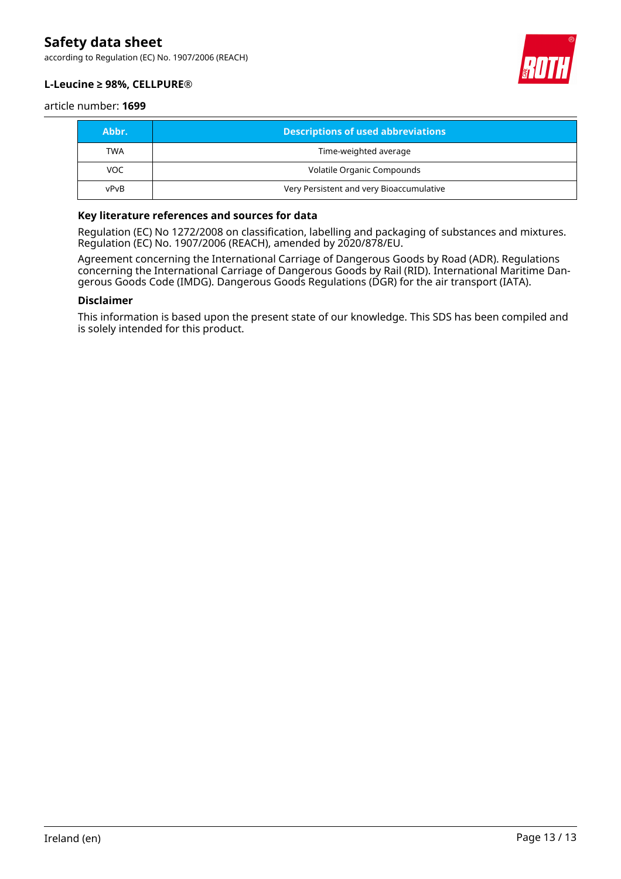| Abbr. | Descriptions of used abbreviations |
|---|---|
| TWA | Time-weighted average |
| VOC | Volatile Organic Compounds |
| vPvB | Very Persistent and very Bioaccumulative |

### Key literature references and sources for data

Regulation (EC) No 1272/2008 on classification, labelling and packaging of substances and mixtures. Regulation (EC) No. 1907/2006 (REACH), amended by 2020/878/EU.

Agreement concerning the International Carriage of Dangerous Goods by Road (ADR). Regulations concerning the International Carriage of Dangerous Goods by Rail (RID). International Maritime Dangerous Goods Code (IMDG). Dangerous Goods Regulations (DGR) for the air transport (IATA).

### Disclaimer

This information is based upon the present state of our knowledge. This SDS has been compiled and is solely intended for this product.